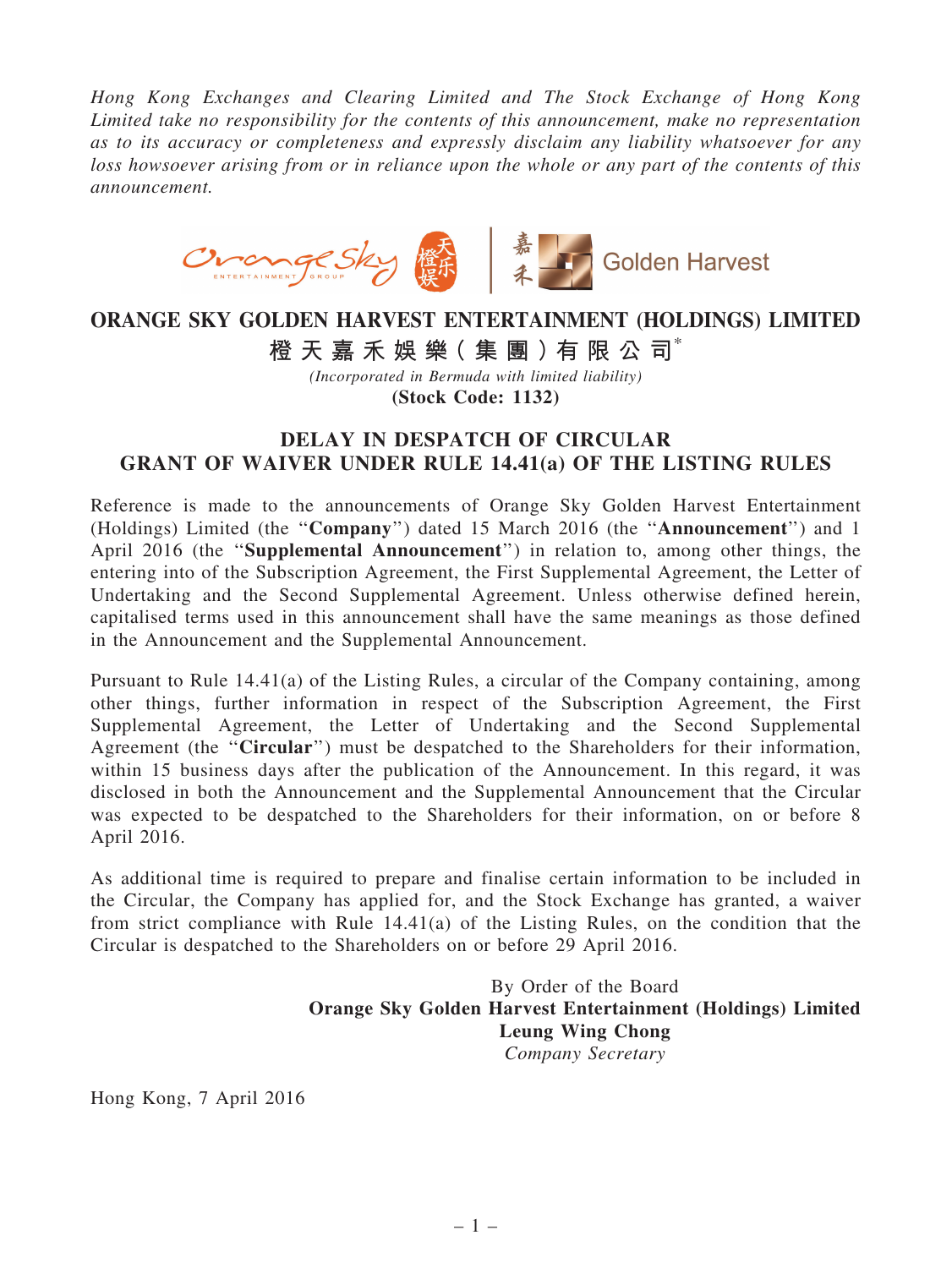*Hong Kong Exchanges and Clearing Limited and The Stock Exchange of Hong Kong Limited take no responsibility for the contents of this announcement, make no representation as to its accuracy or completeness and expressly disclaim any liability whatsoever for any loss howsoever arising from or in reliance upon the whole or any part of the contents of this announcement.*

# ORANGE SKY GOLDEN HARVEST ENTERTAINMENT (HOLDINGS) LIMITED

# 橙天嘉禾娛樂(集團)有限公司*

*(Incorporated in Bermuda with limited liability)*

**(Stock Code: 1132)**

## DELAY IN DESPATCH OF CIRCULAR
## GRANT OF WAIVER UNDER RULE 14.41(a) OF THE LISTING RULES

Reference is made to the announcements of Orange Sky Golden Harvest Entertainment (Holdings) Limited (the "**Company**") dated 15 March 2016 (the "**Announcement**") and 1 April 2016 (the "**Supplemental Announcement**") in relation to, among other things, the entering into of the Subscription Agreement, the First Supplemental Agreement, the Letter of Undertaking and the Second Supplemental Agreement. Unless otherwise defined herein, capitalised terms used in this announcement shall have the same meanings as those defined in the Announcement and the Supplemental Announcement.

Pursuant to Rule 14.41(a) of the Listing Rules, a circular of the Company containing, among other things, further information in respect of the Subscription Agreement, the First Supplemental Agreement, the Letter of Undertaking and the Second Supplemental Agreement (the "**Circular**") must be despatched to the Shareholders for their information, within 15 business days after the publication of the Announcement. In this regard, it was disclosed in both the Announcement and the Supplemental Announcement that the Circular was expected to be despatched to the Shareholders for their information, on or before 8 April 2016.

As additional time is required to prepare and finalise certain information to be included in the Circular, the Company has applied for, and the Stock Exchange has granted, a waiver from strict compliance with Rule 14.41(a) of the Listing Rules, on the condition that the Circular is despatched to the Shareholders on or before 29 April 2016.

By Order of the Board
**Orange Sky Golden Harvest Entertainment (Holdings) Limited**
**Leung Wing Chong**
*Company Secretary*

Hong Kong, 7 April 2016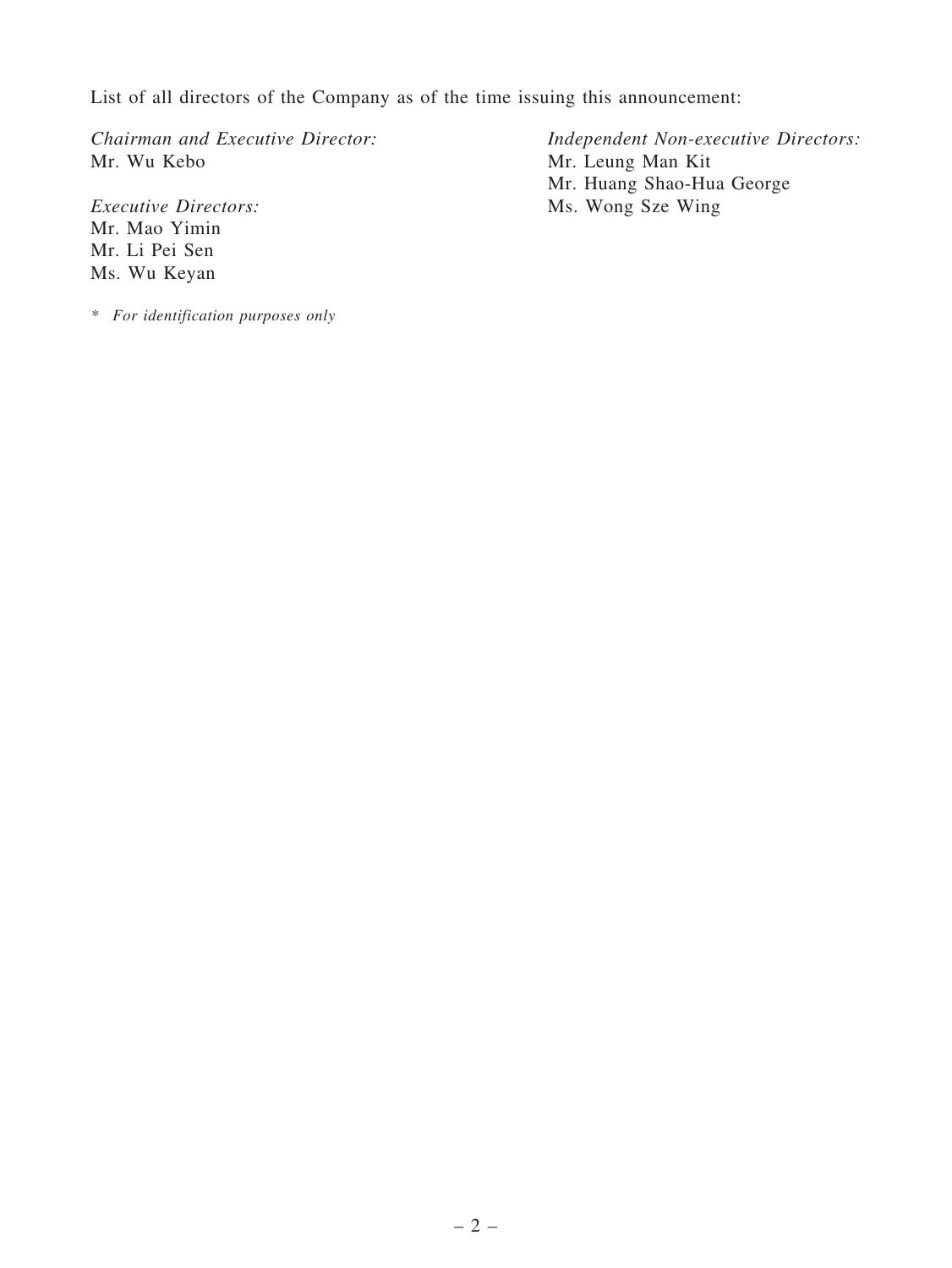List of all directors of the Company as of the time issuing this announcement:

*Chairman and Executive Director:*
Mr. Wu Kebo

*Executive Directors:*
Mr. Mao Yimin
Mr. Li Pei Sen
Ms. Wu Keyan

*Independent Non-executive Directors:*
Mr. Leung Man Kit
Mr. Huang Shao-Hua George
Ms. Wong Sze Wing

\* *For identification purposes only*